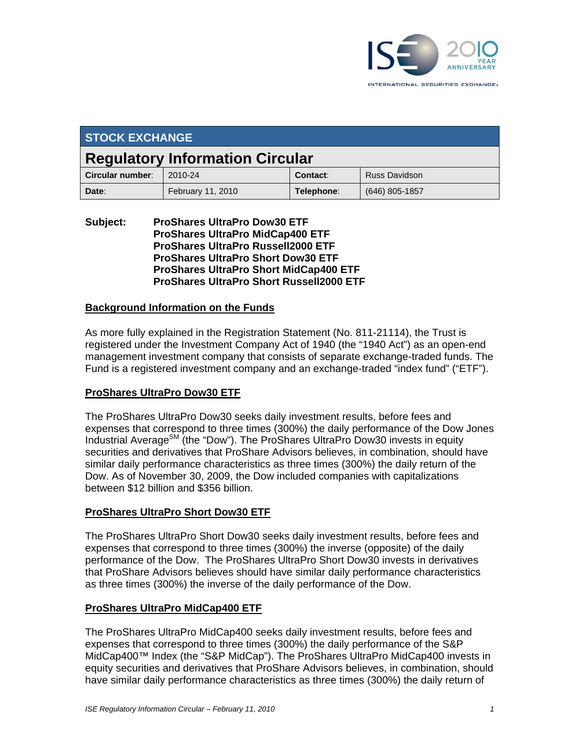INTERNATIONAL SECURITIES EXCHANGE.

| STOCK EXCHANGE | | | |
|---|---|---|---|
| **Regulatory Information Circular** | | | |
| **Circular number**: | 2010-24 | **Contact**: | Russ Davidson |
| **Date**: | February 11, 2010 | **Telephone**: | (646) 805-1857 |

**Subject:** **ProShares UltraPro Dow30 ETF**
**ProShares UltraPro MidCap400 ETF**
**ProShares UltraPro Russell2000 ETF**
**ProShares UltraPro Short Dow30 ETF**
**ProShares UltraPro Short MidCap400 ETF**
**ProShares UltraPro Short Russell2000 ETF**

## Background Information on the Funds

As more fully explained in the Registration Statement (No. 811-21114), the Trust is registered under the Investment Company Act of 1940 (the "1940 Act") as an open-end management investment company that consists of separate exchange-traded funds. The Fund is a registered investment company and an exchange-traded "index fund" ("ETF").

## ProShares UltraPro Dow30 ETF

The ProShares UltraPro Dow30 seeks daily investment results, before fees and expenses that correspond to three times (300%) the daily performance of the Dow Jones Industrial Average[SM] (the "Dow"). The ProShares UltraPro Dow30 invests in equity securities and derivatives that ProShare Advisors believes, in combination, should have similar daily performance characteristics as three times (300%) the daily return of the Dow. As of November 30, 2009, the Dow included companies with capitalizations between $12 billion and $356 billion.

## ProShares UltraPro Short Dow30 ETF

The ProShares UltraPro Short Dow30 seeks daily investment results, before fees and expenses that correspond to three times (300%) the inverse (opposite) of the daily performance of the Dow. The ProShares UltraPro Short Dow30 invests in derivatives that ProShare Advisors believes should have similar daily performance characteristics as three times (300%) the inverse of the daily performance of the Dow.

## ProShares UltraPro MidCap400 ETF

The ProShares UltraPro MidCap400 seeks daily investment results, before fees and expenses that correspond to three times (300%) the daily performance of the S&P MidCap400™ Index (the "S&P MidCap"). The ProShares UltraPro MidCap400 invests in equity securities and derivatives that ProShare Advisors believes, in combination, should have similar daily performance characteristics as three times (300%) the daily return of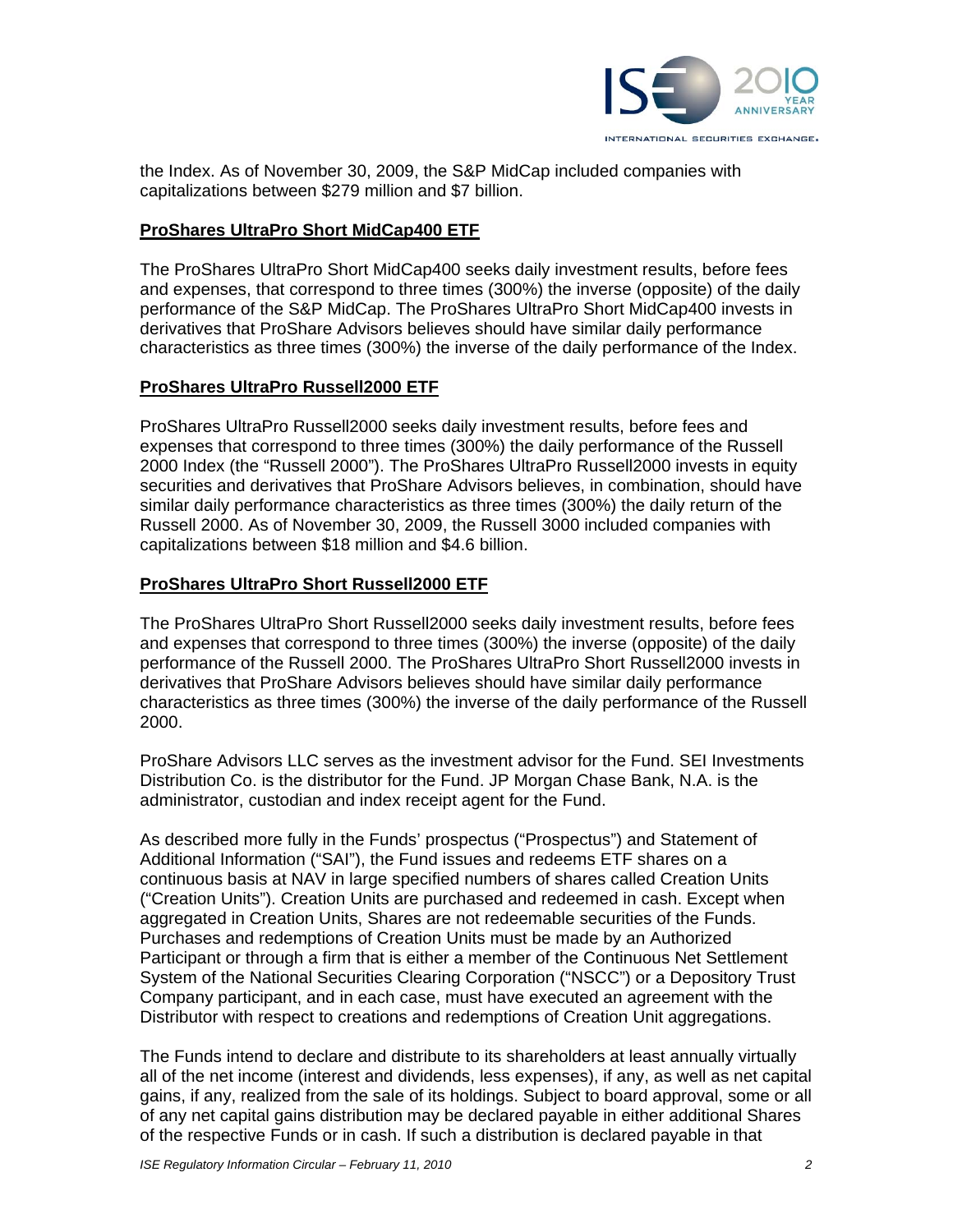the Index. As of November 30, 2009, the S&P MidCap included companies with capitalizations between $279 million and $7 billion.

**ProShares UltraPro Short MidCap400 ETF**

The ProShares UltraPro Short MidCap400 seeks daily investment results, before fees and expenses, that correspond to three times (300%) the inverse (opposite) of the daily performance of the S&P MidCap. The ProShares UltraPro Short MidCap400 invests in derivatives that ProShare Advisors believes should have similar daily performance characteristics as three times (300%) the inverse of the daily performance of the Index.

**ProShares UltraPro Russell2000 ETF**

ProShares UltraPro Russell2000 seeks daily investment results, before fees and expenses that correspond to three times (300%) the daily performance of the Russell 2000 Index (the "Russell 2000"). The ProShares UltraPro Russell2000 invests in equity securities and derivatives that ProShare Advisors believes, in combination, should have similar daily performance characteristics as three times (300%) the daily return of the Russell 2000. As of November 30, 2009, the Russell 3000 included companies with capitalizations between $18 million and $4.6 billion.

**ProShares UltraPro Short Russell2000 ETF**

The ProShares UltraPro Short Russell2000 seeks daily investment results, before fees and expenses that correspond to three times (300%) the inverse (opposite) of the daily performance of the Russell 2000. The ProShares UltraPro Short Russell2000 invests in derivatives that ProShare Advisors believes should have similar daily performance characteristics as three times (300%) the inverse of the daily performance of the Russell 2000.

ProShare Advisors LLC serves as the investment advisor for the Fund. SEI Investments Distribution Co. is the distributor for the Fund. JP Morgan Chase Bank, N.A. is the administrator, custodian and index receipt agent for the Fund.

As described more fully in the Funds' prospectus ("Prospectus") and Statement of Additional Information ("SAI"), the Fund issues and redeems ETF shares on a continuous basis at NAV in large specified numbers of shares called Creation Units ("Creation Units"). Creation Units are purchased and redeemed in cash. Except when aggregated in Creation Units, Shares are not redeemable securities of the Funds. Purchases and redemptions of Creation Units must be made by an Authorized Participant or through a firm that is either a member of the Continuous Net Settlement System of the National Securities Clearing Corporation ("NSCC") or a Depository Trust Company participant, and in each case, must have executed an agreement with the Distributor with respect to creations and redemptions of Creation Unit aggregations.

The Funds intend to declare and distribute to its shareholders at least annually virtually all of the net income (interest and dividends, less expenses), if any, as well as net capital gains, if any, realized from the sale of its holdings. Subject to board approval, some or all of any net capital gains distribution may be declared payable in either additional Shares of the respective Funds or in cash. If such a distribution is declared payable in that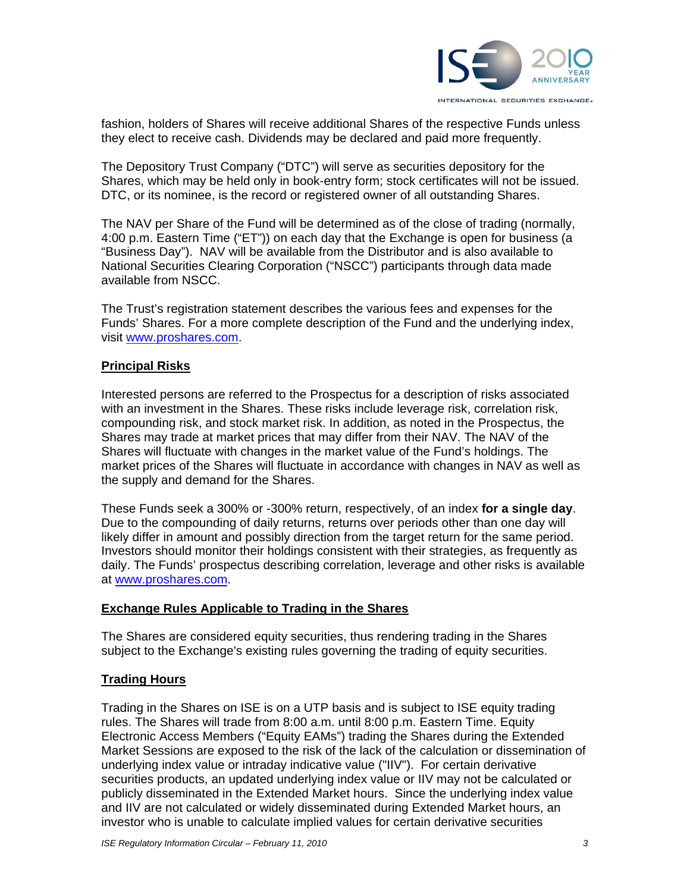fashion, holders of Shares will receive additional Shares of the respective Funds unless they elect to receive cash. Dividends may be declared and paid more frequently.

The Depository Trust Company ("DTC") will serve as securities depository for the Shares, which may be held only in book-entry form; stock certificates will not be issued. DTC, or its nominee, is the record or registered owner of all outstanding Shares.

The NAV per Share of the Fund will be determined as of the close of trading (normally, 4:00 p.m. Eastern Time ("ET")) on each day that the Exchange is open for business (a "Business Day"). NAV will be available from the Distributor and is also available to National Securities Clearing Corporation ("NSCC") participants through data made available from NSCC.

The Trust's registration statement describes the various fees and expenses for the Funds' Shares. For a more complete description of the Fund and the underlying index, visit www.proshares.com.

**Principal Risks**

Interested persons are referred to the Prospectus for a description of risks associated with an investment in the Shares. These risks include leverage risk, correlation risk, compounding risk, and stock market risk. In addition, as noted in the Prospectus, the Shares may trade at market prices that may differ from their NAV. The NAV of the Shares will fluctuate with changes in the market value of the Fund's holdings. The market prices of the Shares will fluctuate in accordance with changes in NAV as well as the supply and demand for the Shares.

These Funds seek a 300% or -300% return, respectively, of an index **for a single day**. Due to the compounding of daily returns, returns over periods other than one day will likely differ in amount and possibly direction from the target return for the same period. Investors should monitor their holdings consistent with their strategies, as frequently as daily. The Funds' prospectus describing correlation, leverage and other risks is available at www.proshares.com.

**Exchange Rules Applicable to Trading in the Shares**

The Shares are considered equity securities, thus rendering trading in the Shares subject to the Exchange's existing rules governing the trading of equity securities.

**Trading Hours**

Trading in the Shares on ISE is on a UTP basis and is subject to ISE equity trading rules. The Shares will trade from 8:00 a.m. until 8:00 p.m. Eastern Time. Equity Electronic Access Members ("Equity EAMs") trading the Shares during the Extended Market Sessions are exposed to the risk of the lack of the calculation or dissemination of underlying index value or intraday indicative value ("IIV"). For certain derivative securities products, an updated underlying index value or IIV may not be calculated or publicly disseminated in the Extended Market hours. Since the underlying index value and IIV are not calculated or widely disseminated during Extended Market hours, an investor who is unable to calculate implied values for certain derivative securities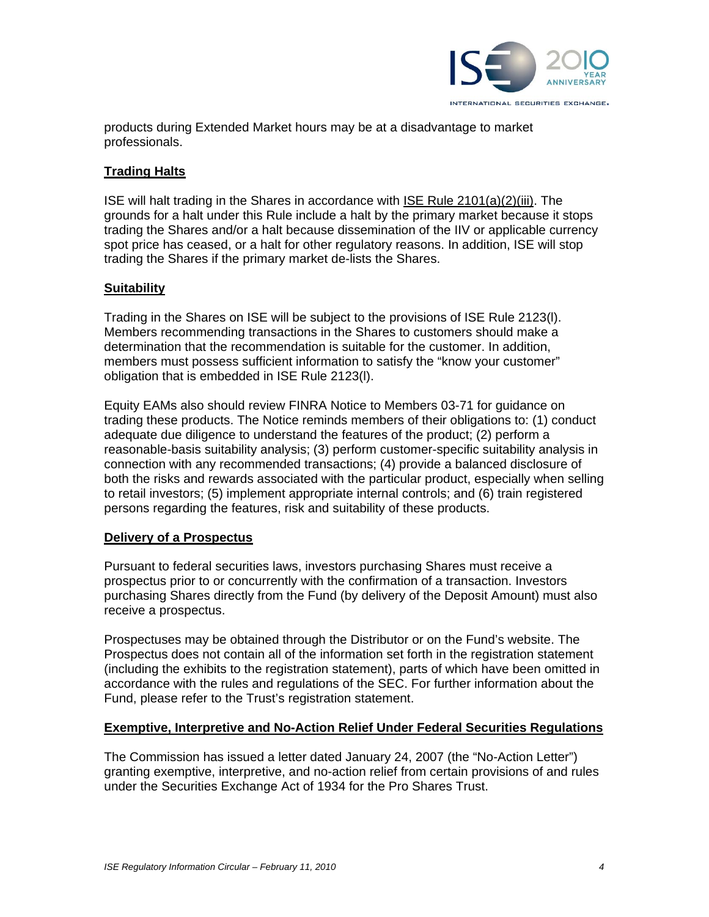products during Extended Market hours may be at a disadvantage to market professionals.

## Trading Halts

ISE will halt trading in the Shares in accordance with ISE Rule 2101(a)(2)(iii). The grounds for a halt under this Rule include a halt by the primary market because it stops trading the Shares and/or a halt because dissemination of the IIV or applicable currency spot price has ceased, or a halt for other regulatory reasons. In addition, ISE will stop trading the Shares if the primary market de-lists the Shares.

## Suitability

Trading in the Shares on ISE will be subject to the provisions of ISE Rule 2123(l). Members recommending transactions in the Shares to customers should make a determination that the recommendation is suitable for the customer. In addition, members must possess sufficient information to satisfy the "know your customer" obligation that is embedded in ISE Rule 2123(l).

Equity EAMs also should review FINRA Notice to Members 03-71 for guidance on trading these products. The Notice reminds members of their obligations to: (1) conduct adequate due diligence to understand the features of the product; (2) perform a reasonable-basis suitability analysis; (3) perform customer-specific suitability analysis in connection with any recommended transactions; (4) provide a balanced disclosure of both the risks and rewards associated with the particular product, especially when selling to retail investors; (5) implement appropriate internal controls; and (6) train registered persons regarding the features, risk and suitability of these products.

## Delivery of a Prospectus

Pursuant to federal securities laws, investors purchasing Shares must receive a prospectus prior to or concurrently with the confirmation of a transaction. Investors purchasing Shares directly from the Fund (by delivery of the Deposit Amount) must also receive a prospectus.

Prospectuses may be obtained through the Distributor or on the Fund's website. The Prospectus does not contain all of the information set forth in the registration statement (including the exhibits to the registration statement), parts of which have been omitted in accordance with the rules and regulations of the SEC. For further information about the Fund, please refer to the Trust's registration statement.

## Exemptive, Interpretive and No-Action Relief Under Federal Securities Regulations

The Commission has issued a letter dated January 24, 2007 (the "No-Action Letter") granting exemptive, interpretive, and no-action relief from certain provisions of and rules under the Securities Exchange Act of 1934 for the Pro Shares Trust.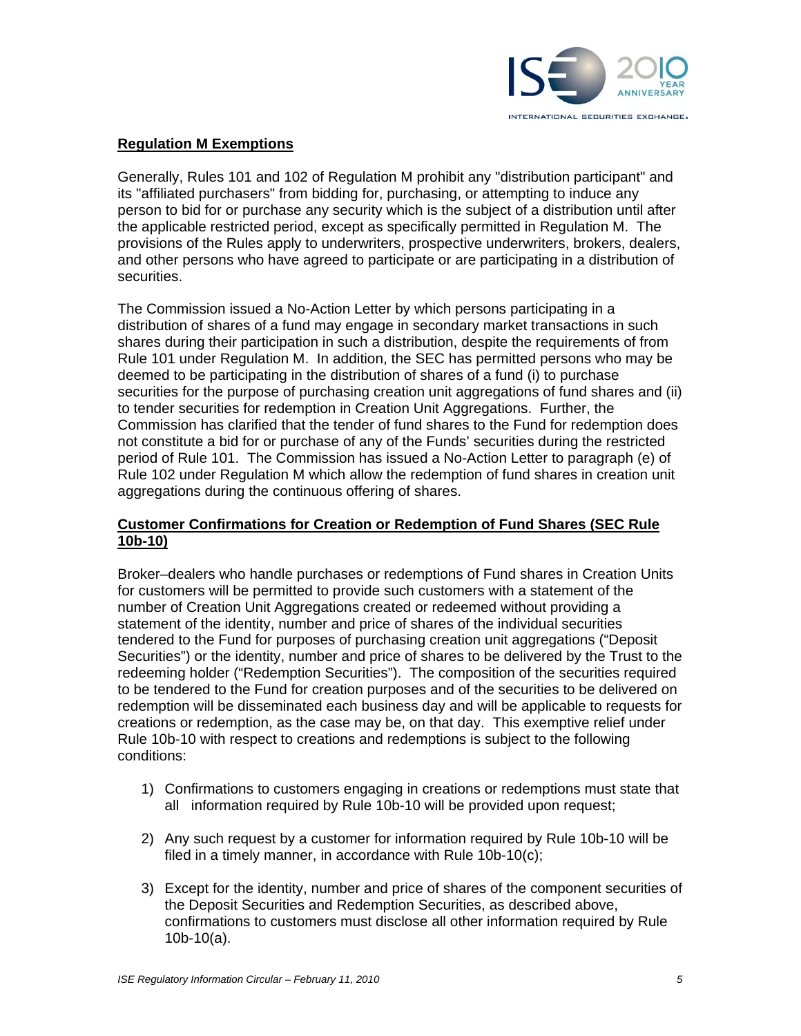**Regulation M Exemptions**

Generally, Rules 101 and 102 of Regulation M prohibit any "distribution participant" and its "affiliated purchasers" from bidding for, purchasing, or attempting to induce any person to bid for or purchase any security which is the subject of a distribution until after the applicable restricted period, except as specifically permitted in Regulation M. The provisions of the Rules apply to underwriters, prospective underwriters, brokers, dealers, and other persons who have agreed to participate or are participating in a distribution of securities.

The Commission issued a No-Action Letter by which persons participating in a distribution of shares of a fund may engage in secondary market transactions in such shares during their participation in such a distribution, despite the requirements of from Rule 101 under Regulation M. In addition, the SEC has permitted persons who may be deemed to be participating in the distribution of shares of a fund (i) to purchase securities for the purpose of purchasing creation unit aggregations of fund shares and (ii) to tender securities for redemption in Creation Unit Aggregations. Further, the Commission has clarified that the tender of fund shares to the Fund for redemption does not constitute a bid for or purchase of any of the Funds' securities during the restricted period of Rule 101. The Commission has issued a No-Action Letter to paragraph (e) of Rule 102 under Regulation M which allow the redemption of fund shares in creation unit aggregations during the continuous offering of shares.

**Customer Confirmations for Creation or Redemption of Fund Shares (SEC Rule 10b-10)**

Broker–dealers who handle purchases or redemptions of Fund shares in Creation Units for customers will be permitted to provide such customers with a statement of the number of Creation Unit Aggregations created or redeemed without providing a statement of the identity, number and price of shares of the individual securities tendered to the Fund for purposes of purchasing creation unit aggregations ("Deposit Securities") or the identity, number and price of shares to be delivered by the Trust to the redeeming holder ("Redemption Securities"). The composition of the securities required to be tendered to the Fund for creation purposes and of the securities to be delivered on redemption will be disseminated each business day and will be applicable to requests for creations or redemption, as the case may be, on that day. This exemptive relief under Rule 10b-10 with respect to creations and redemptions is subject to the following conditions:

1) Confirmations to customers engaging in creations or redemptions must state that all information required by Rule 10b-10 will be provided upon request;

2) Any such request by a customer for information required by Rule 10b-10 will be filed in a timely manner, in accordance with Rule 10b-10(c);

3) Except for the identity, number and price of shares of the component securities of the Deposit Securities and Redemption Securities, as described above, confirmations to customers must disclose all other information required by Rule 10b-10(a).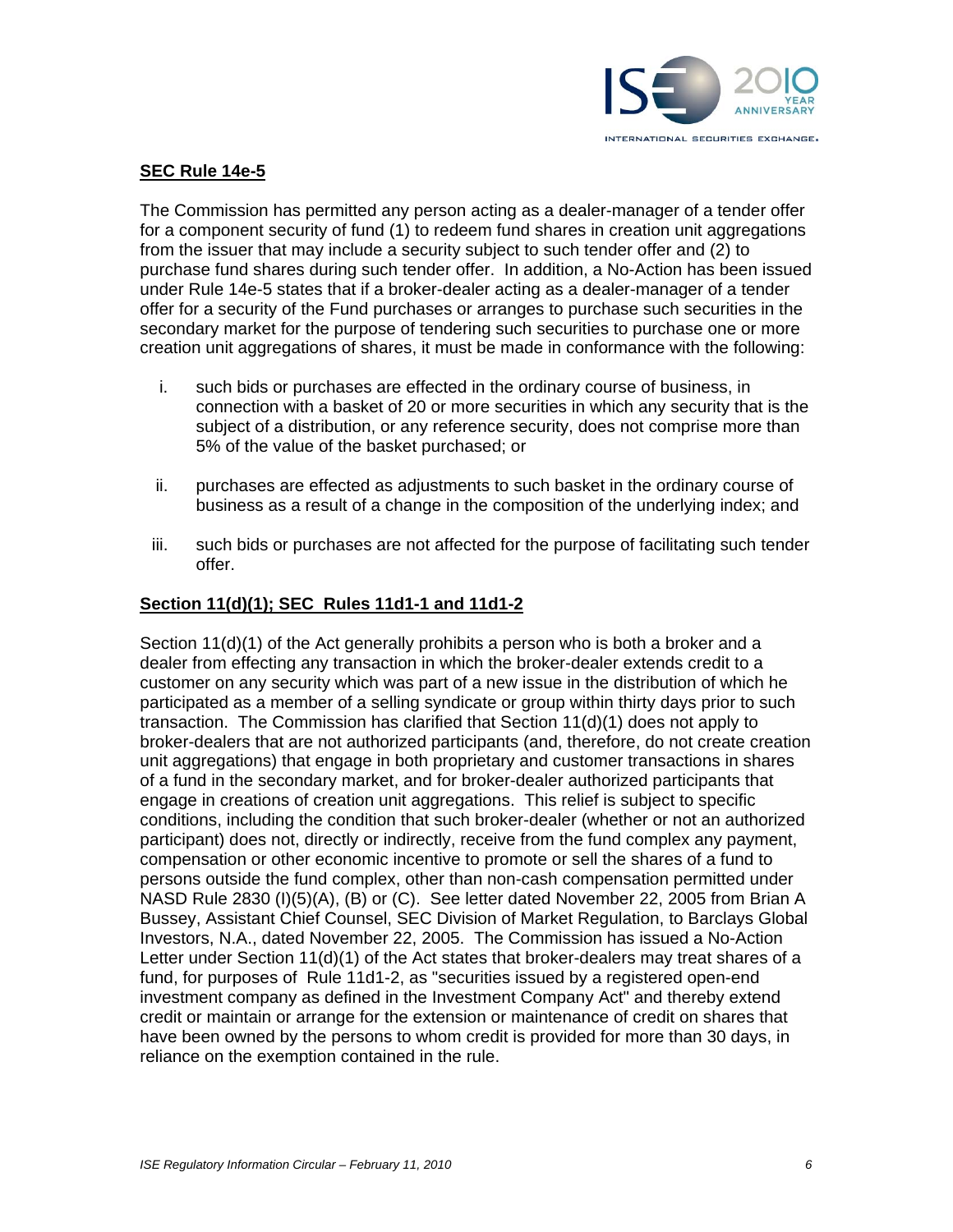**SEC Rule 14e-5**

The Commission has permitted any person acting as a dealer-manager of a tender offer for a component security of fund (1) to redeem fund shares in creation unit aggregations from the issuer that may include a security subject to such tender offer and (2) to purchase fund shares during such tender offer. In addition, a No-Action has been issued under Rule 14e-5 states that if a broker-dealer acting as a dealer-manager of a tender offer for a security of the Fund purchases or arranges to purchase such securities in the secondary market for the purpose of tendering such securities to purchase one or more creation unit aggregations of shares, it must be made in conformance with the following:

i. such bids or purchases are effected in the ordinary course of business, in connection with a basket of 20 or more securities in which any security that is the subject of a distribution, or any reference security, does not comprise more than 5% of the value of the basket purchased; or

ii. purchases are effected as adjustments to such basket in the ordinary course of business as a result of a change in the composition of the underlying index; and

iii. such bids or purchases are not affected for the purpose of facilitating such tender offer.

**Section 11(d)(1); SEC Rules 11d1-1 and 11d1-2**

Section 11(d)(1) of the Act generally prohibits a person who is both a broker and a dealer from effecting any transaction in which the broker-dealer extends credit to a customer on any security which was part of a new issue in the distribution of which he participated as a member of a selling syndicate or group within thirty days prior to such transaction. The Commission has clarified that Section 11(d)(1) does not apply to broker-dealers that are not authorized participants (and, therefore, do not create creation unit aggregations) that engage in both proprietary and customer transactions in shares of a fund in the secondary market, and for broker-dealer authorized participants that engage in creations of creation unit aggregations. This relief is subject to specific conditions, including the condition that such broker-dealer (whether or not an authorized participant) does not, directly or indirectly, receive from the fund complex any payment, compensation or other economic incentive to promote or sell the shares of a fund to persons outside the fund complex, other than non-cash compensation permitted under NASD Rule 2830 (I)(5)(A), (B) or (C). See letter dated November 22, 2005 from Brian A Bussey, Assistant Chief Counsel, SEC Division of Market Regulation, to Barclays Global Investors, N.A., dated November 22, 2005. The Commission has issued a No-Action Letter under Section 11(d)(1) of the Act states that broker-dealers may treat shares of a fund, for purposes of Rule 11d1-2, as "securities issued by a registered open-end investment company as defined in the Investment Company Act" and thereby extend credit or maintain or arrange for the extension or maintenance of credit on shares that have been owned by the persons to whom credit is provided for more than 30 days, in reliance on the exemption contained in the rule.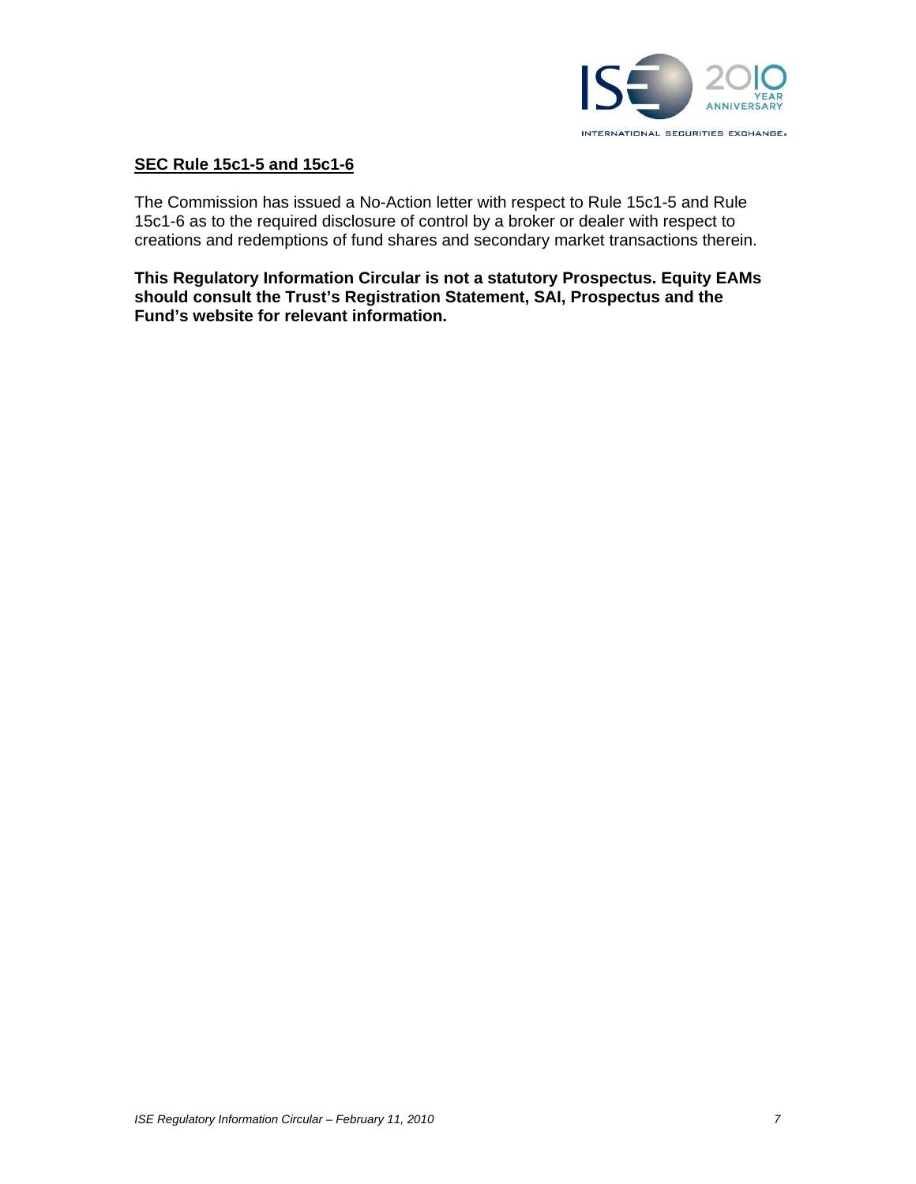**SEC Rule 15c1-5 and 15c1-6**

The Commission has issued a No-Action letter with respect to Rule 15c1-5 and Rule 15c1-6 as to the required disclosure of control by a broker or dealer with respect to creations and redemptions of fund shares and secondary market transactions therein.

**This Regulatory Information Circular is not a statutory Prospectus. Equity EAMs should consult the Trust's Registration Statement, SAI, Prospectus and the Fund's website for relevant information.**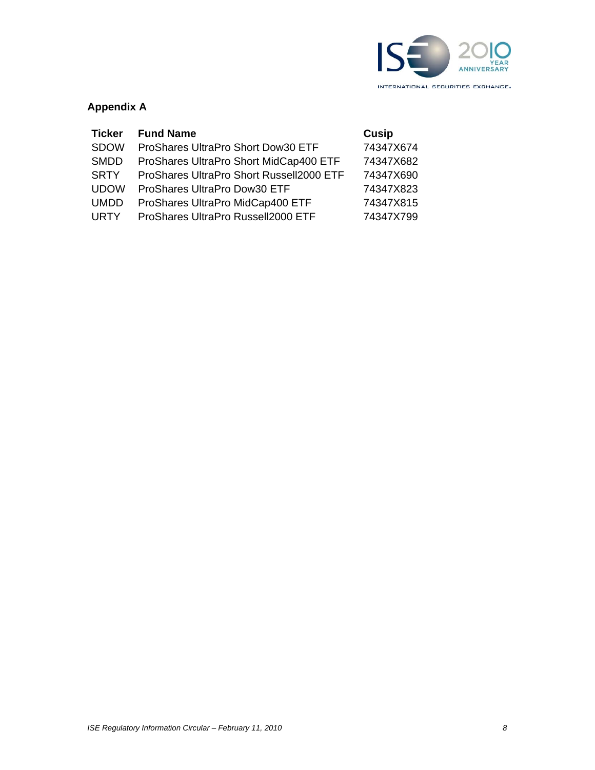## Appendix A

| Ticker | Fund Name | Cusip |
|---|---|---|
| SDOW | ProShares UltraPro Short Dow30 ETF | 74347X674 |
| SMDD | ProShares UltraPro Short MidCap400 ETF | 74347X682 |
| SRTY | ProShares UltraPro Short Russell2000 ETF | 74347X690 |
| UDOW | ProShares UltraPro Dow30 ETF | 74347X823 |
| UMDD | ProShares UltraPro MidCap400 ETF | 74347X815 |
| URTY | ProShares UltraPro Russell2000 ETF | 74347X799 |